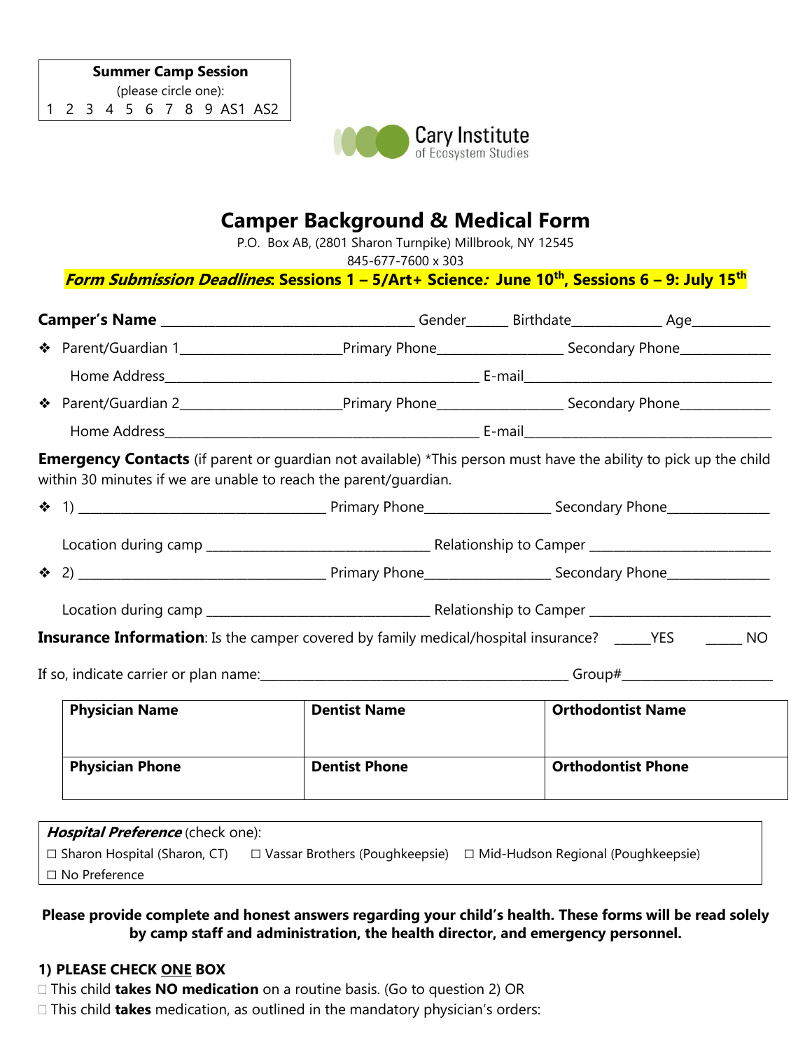**Summer Camp Session**
(please circle one):
1 2 3 4 5 6 7 8 9 AS1 AS2

Cary Institute of Ecosystem Studies

# Camper Background & Medical Form

P.O. Box AB, (2801 Sharon Turnpike) Millbrook, NY 12545
845-677-7600 x 303

***Form Submission Deadlines*: Sessions 1 – 5/Art+ Science*:* June 10th, Sessions 6 – 9: July 15th**

**Camper's Name** ____________________________________ Gender______ Birthdate_____________ Age___________

- Parent/Guardian 1________________________Primary Phone__________________ Secondary Phone_____________

  Home Address_____________________________________________ E-mail____________________________________

- Parent/Guardian 2________________________Primary Phone__________________ Secondary Phone_____________

  Home Address_____________________________________________ E-mail____________________________________

**Emergency Contacts** (if parent or guardian not available) *This person must have the ability to pick up the child within 30 minutes if we are unable to reach the parent/guardian.

- 1) ____________________________________ Primary Phone__________________ Secondary Phone_______________

  Location during camp ________________________________ Relationship to Camper __________________________

- 2) ____________________________________ Primary Phone__________________ Secondary Phone_______________

  Location during camp ________________________________ Relationship to Camper __________________________

**Insurance Information**: Is the camper covered by family medical/hospital insurance? _____YES _____ NO

If so, indicate carrier or plan name:_______________________________________________ Group#______________________

| **Physician Name** | **Dentist Name** | **Orthodontist Name** |
|---|---|---|
| **Physician Phone** | **Dentist Phone** | **Orthodontist Phone** |

***Hospital Preference*** (check one):
☐ Sharon Hospital (Sharon, CT) ☐ Vassar Brothers (Poughkeepsie) ☐ Mid-Hudson Regional (Poughkeepsie)
☐ No Preference

**Please provide complete and honest answers regarding your child's health. These forms will be read solely by camp staff and administration, the health director, and emergency personnel.**

**1) PLEASE CHECK ONE BOX**

☐ This child **takes NO medication** on a routine basis. (Go to question 2) OR
☐ This child **takes** medication, as outlined in the mandatory physician's orders: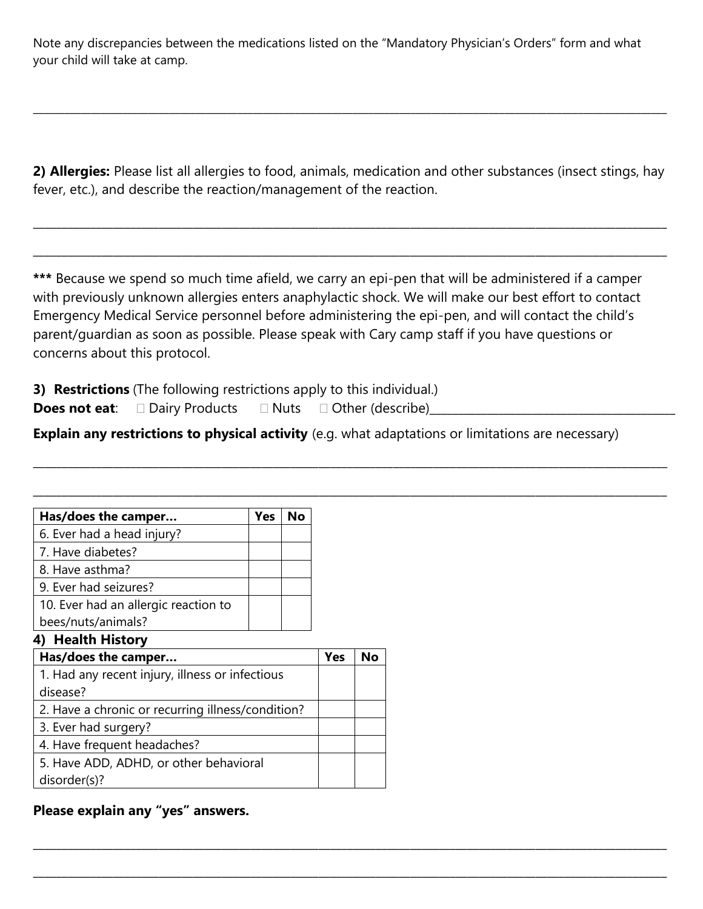Note any discrepancies between the medications listed on the "Mandatory Physician's Orders" form and what your child will take at camp.

______________________________________________________________________________________________

**2) Allergies:** Please list all allergies to food, animals, medication and other substances (insect stings, hay fever, etc.), and describe the reaction/management of the reaction.

______________________________________________________________________________________________

______________________________________________________________________________________________

**\*\*\*** Because we spend so much time afield, we carry an epi-pen that will be administered if a camper with previously unknown allergies enters anaphylactic shock. We will make our best effort to contact Emergency Medical Service personnel before administering the epi-pen, and will contact the child's parent/guardian as soon as possible. Please speak with Cary camp staff if you have questions or concerns about this protocol.

**3) Restrictions** (The following restrictions apply to this individual.)

**Does not eat**: ☐ Dairy Products ☐ Nuts ☐ Other (describe)________________________________

**Explain any restrictions to physical activity** (e.g. what adaptations or limitations are necessary)

______________________________________________________________________________________________

______________________________________________________________________________________________

| Has/does the camper… | Yes | No |
|---|---|---|
| 6. Ever had a head injury? | | |
| 7. Have diabetes? | | |
| 8. Have asthma? | | |
| 9. Ever had seizures? | | |
| 10. Ever had an allergic reaction to bees/nuts/animals? | | |

**4) Health History**

| Has/does the camper… | Yes | No |
|---|---|---|
| 1. Had any recent injury, illness or infectious disease? | | |
| 2. Have a chronic or recurring illness/condition? | | |
| 3. Ever had surgery? | | |
| 4. Have frequent headaches? | | |
| 5. Have ADD, ADHD, or other behavioral disorder(s)? | | |

**Please explain any "yes" answers.**

______________________________________________________________________________________________

______________________________________________________________________________________________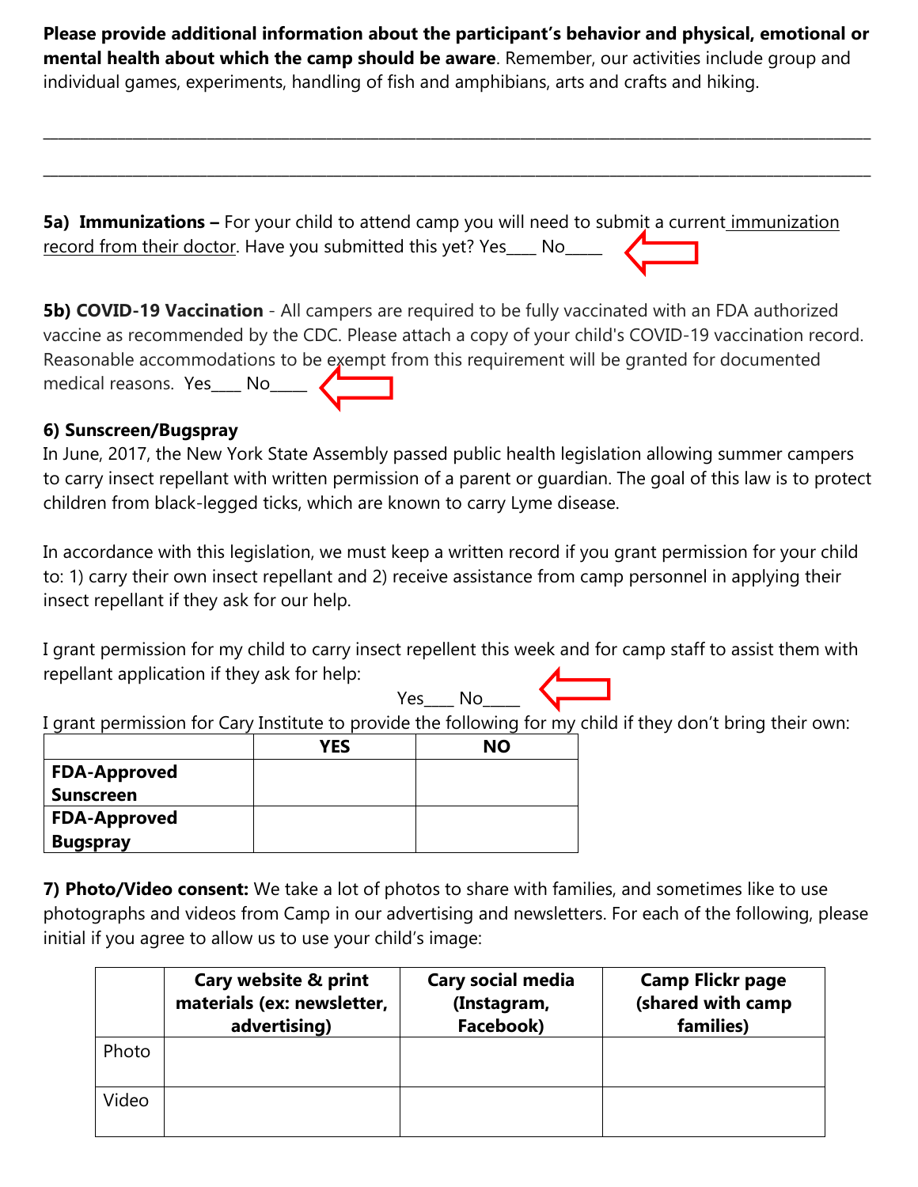**Please provide additional information about the participant's behavior and physical, emotional or mental health about which the camp should be aware**. Remember, our activities include group and individual games, experiments, handling of fish and amphibians, arts and crafts and hiking.

\_\_\_\_\_\_\_\_\_\_\_\_\_\_\_\_\_\_\_\_\_\_\_\_\_\_\_\_\_\_\_\_\_\_\_\_\_\_\_\_\_\_\_\_\_\_\_\_\_\_\_\_\_\_\_\_\_\_\_\_\_\_\_\_\_\_\_\_\_\_\_\_\_\_\_\_\_\_\_\_\_\_\_\_\_\_\_\_\_\_

\_\_\_\_\_\_\_\_\_\_\_\_\_\_\_\_\_\_\_\_\_\_\_\_\_\_\_\_\_\_\_\_\_\_\_\_\_\_\_\_\_\_\_\_\_\_\_\_\_\_\_\_\_\_\_\_\_\_\_\_\_\_\_\_\_\_\_\_\_\_\_\_\_\_\_\_\_\_\_\_\_\_\_\_\_\_\_\_\_\_

**5a) Immunizations –** For your child to attend camp you will need to submit a current immunization record from their doctor. Have you submitted this yet? Yes\_\_\_\_ No\_\_\_\_\_

**5b) COVID-19 Vaccination** - All campers are required to be fully vaccinated with an FDA authorized vaccine as recommended by the CDC. Please attach a copy of your child's COVID-19 vaccination record. Reasonable accommodations to be exempt from this requirement will be granted for documented medical reasons. Yes\_\_\_\_ No\_\_\_\_\_

**6) Sunscreen/Bugspray**

In June, 2017, the New York State Assembly passed public health legislation allowing summer campers to carry insect repellant with written permission of a parent or guardian. The goal of this law is to protect children from black-legged ticks, which are known to carry Lyme disease.

In accordance with this legislation, we must keep a written record if you grant permission for your child to: 1) carry their own insect repellant and 2) receive assistance from camp personnel in applying their insect repellant if they ask for our help.

I grant permission for my child to carry insect repellent this week and for camp staff to assist them with repellant application if they ask for help:

Yes\_\_\_\_ No\_\_\_\_\_

I grant permission for Cary Institute to provide the following for my child if they don't bring their own:

| | YES | NO |
|---|---|---|
| **FDA-Approved Sunscreen** | | |
| **FDA-Approved Bugspray** | | |

**7) Photo/Video consent:** We take a lot of photos to share with families, and sometimes like to use photographs and videos from Camp in our advertising and newsletters. For each of the following, please initial if you agree to allow us to use your child's image:

| | Cary website & print materials (ex: newsletter, advertising) | Cary social media (Instagram, Facebook) | Camp Flickr page (shared with camp families) |
|---|---|---|---|
| Photo | | | |
| Video | | | |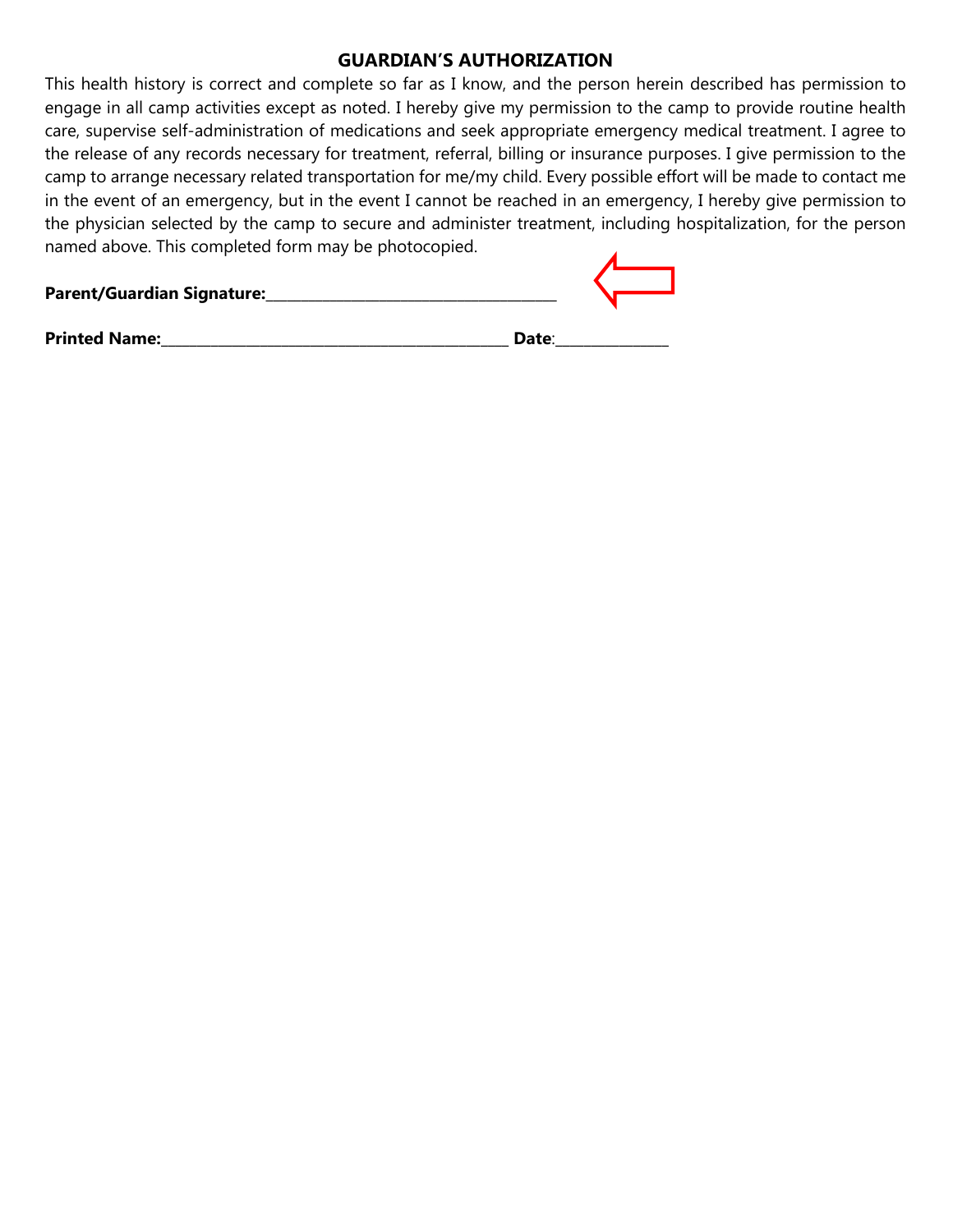## GUARDIAN'S AUTHORIZATION

This health history is correct and complete so far as I know, and the person herein described has permission to engage in all camp activities except as noted. I hereby give my permission to the camp to provide routine health care, supervise self-administration of medications and seek appropriate emergency medical treatment. I agree to the release of any records necessary for treatment, referral, billing or insurance purposes. I give permission to the camp to arrange necessary related transportation for me/my child. Every possible effort will be made to contact me in the event of an emergency, but in the event I cannot be reached in an emergency, I hereby give permission to the physician selected by the camp to secure and administer treatment, including hospitalization, for the person named above. This completed form may be photocopied.

**Parent/Guardian Signature:**_______________________________________

**Printed Name:**_______________________________________________ **Date**:_______________